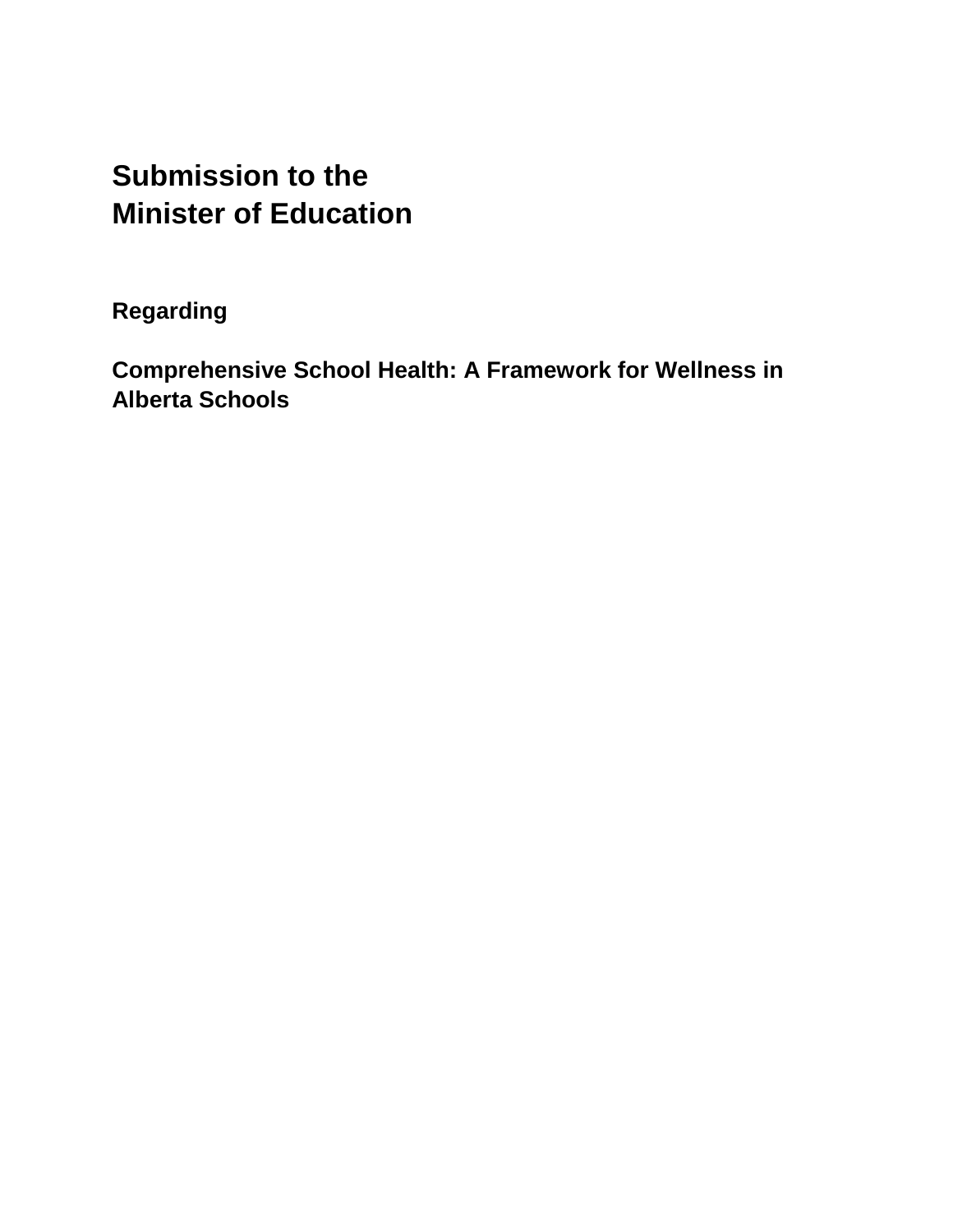# Submission to the Minister of Education

**Regarding**

**Comprehensive School Health: A Framework for Wellness in Alberta Schools**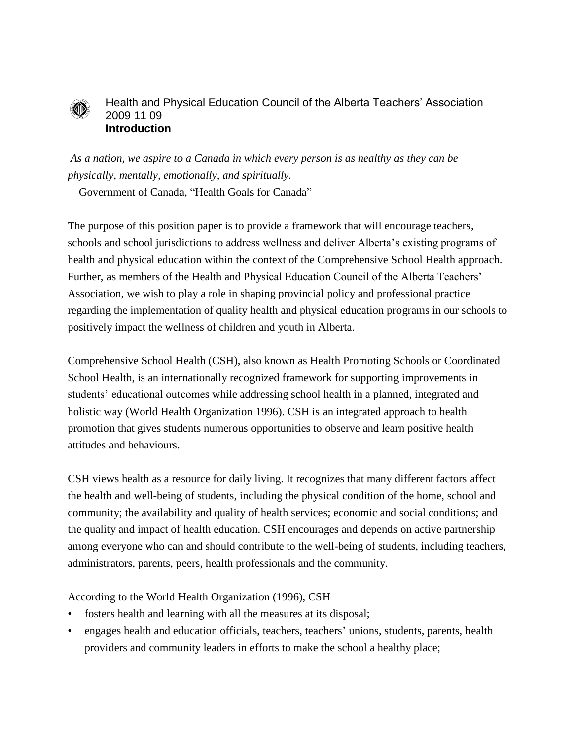Health and Physical Education Council of the Alberta Teachers' Association
2009 11 09

## Introduction

*As a nation, we aspire to a Canada in which every person is as healthy as they can be—physically, mentally, emotionally, and spiritually.*
—Government of Canada, "Health Goals for Canada"

The purpose of this position paper is to provide a framework that will encourage teachers, schools and school jurisdictions to address wellness and deliver Alberta's existing programs of health and physical education within the context of the Comprehensive School Health approach. Further, as members of the Health and Physical Education Council of the Alberta Teachers' Association, we wish to play a role in shaping provincial policy and professional practice regarding the implementation of quality health and physical education programs in our schools to positively impact the wellness of children and youth in Alberta.

Comprehensive School Health (CSH), also known as Health Promoting Schools or Coordinated School Health, is an internationally recognized framework for supporting improvements in students' educational outcomes while addressing school health in a planned, integrated and holistic way (World Health Organization 1996). CSH is an integrated approach to health promotion that gives students numerous opportunities to observe and learn positive health attitudes and behaviours.

CSH views health as a resource for daily living. It recognizes that many different factors affect the health and well-being of students, including the physical condition of the home, school and community; the availability and quality of health services; economic and social conditions; and the quality and impact of health education. CSH encourages and depends on active partnership among everyone who can and should contribute to the well-being of students, including teachers, administrators, parents, peers, health professionals and the community.

According to the World Health Organization (1996), CSH

- fosters health and learning with all the measures at its disposal;
- engages health and education officials, teachers, teachers' unions, students, parents, health providers and community leaders in efforts to make the school a healthy place;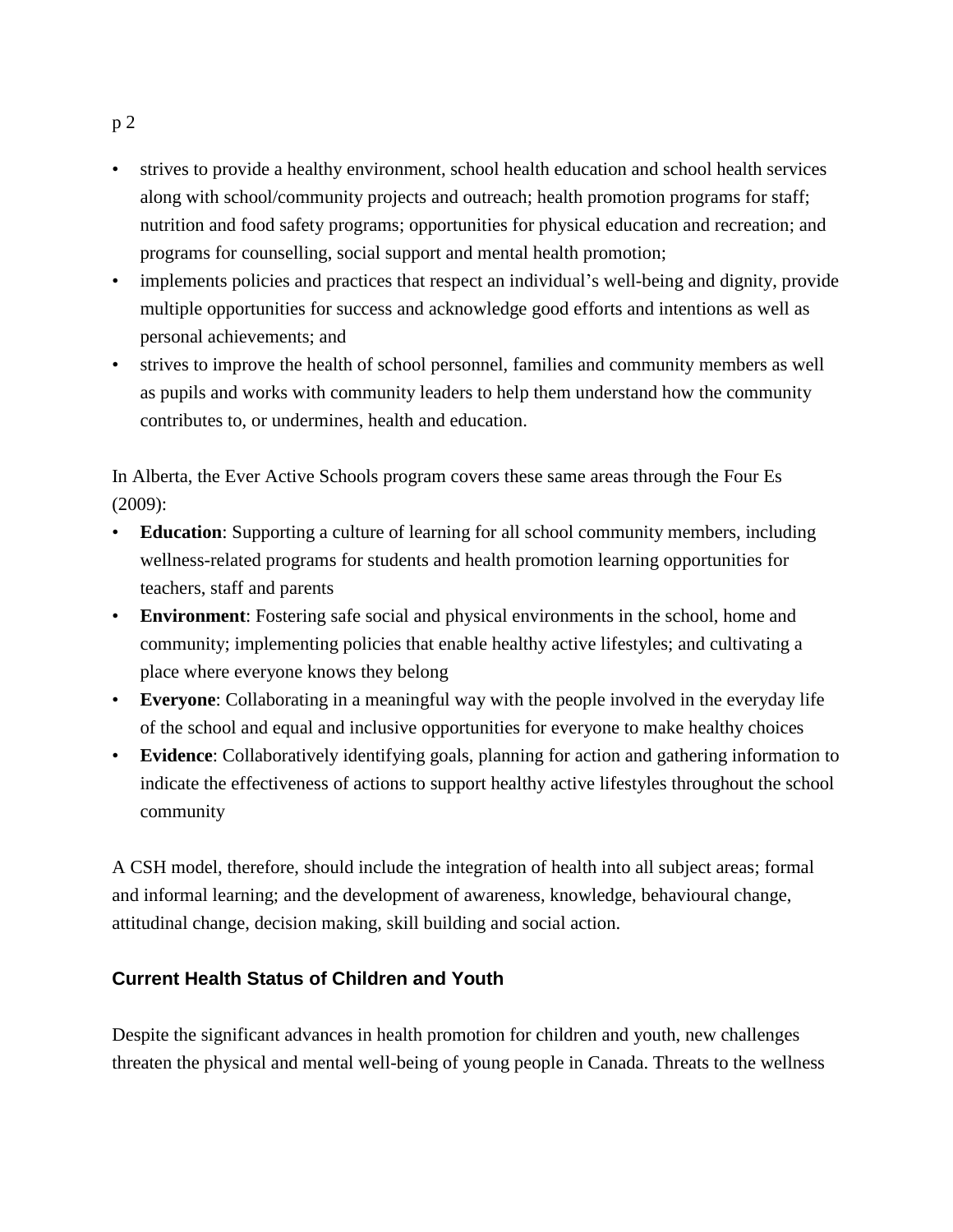- strives to provide a healthy environment, school health education and school health services along with school/community projects and outreach; health promotion programs for staff; nutrition and food safety programs; opportunities for physical education and recreation; and programs for counselling, social support and mental health promotion;
- implements policies and practices that respect an individual's well-being and dignity, provide multiple opportunities for success and acknowledge good efforts and intentions as well as personal achievements; and
- strives to improve the health of school personnel, families and community members as well as pupils and works with community leaders to help them understand how the community contributes to, or undermines, health and education.

In Alberta, the Ever Active Schools program covers these same areas through the Four Es (2009):

- **Education**: Supporting a culture of learning for all school community members, including wellness-related programs for students and health promotion learning opportunities for teachers, staff and parents
- **Environment**: Fostering safe social and physical environments in the school, home and community; implementing policies that enable healthy active lifestyles; and cultivating a place where everyone knows they belong
- **Everyone**: Collaborating in a meaningful way with the people involved in the everyday life of the school and equal and inclusive opportunities for everyone to make healthy choices
- **Evidence**: Collaboratively identifying goals, planning for action and gathering information to indicate the effectiveness of actions to support healthy active lifestyles throughout the school community

A CSH model, therefore, should include the integration of health into all subject areas; formal and informal learning; and the development of awareness, knowledge, behavioural change, attitudinal change, decision making, skill building and social action.

## Current Health Status of Children and Youth

Despite the significant advances in health promotion for children and youth, new challenges threaten the physical and mental well-being of young people in Canada. Threats to the wellness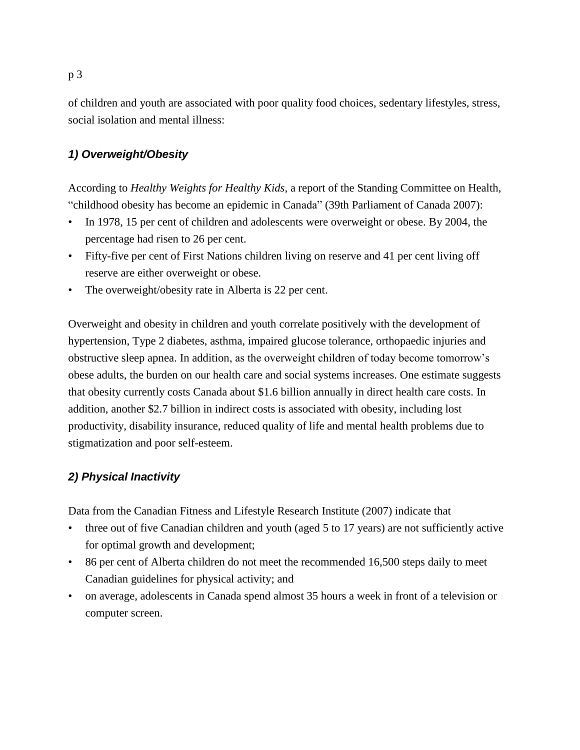of children and youth are associated with poor quality food choices, sedentary lifestyles, stress, social isolation and mental illness:

### *1) Overweight/Obesity*

According to *Healthy Weights for Healthy Kids*, a report of the Standing Committee on Health, "childhood obesity has become an epidemic in Canada" (39th Parliament of Canada 2007):

- In 1978, 15 per cent of children and adolescents were overweight or obese. By 2004, the percentage had risen to 26 per cent.
- Fifty-five per cent of First Nations children living on reserve and 41 per cent living off reserve are either overweight or obese.
- The overweight/obesity rate in Alberta is 22 per cent.

Overweight and obesity in children and youth correlate positively with the development of hypertension, Type 2 diabetes, asthma, impaired glucose tolerance, orthopaedic injuries and obstructive sleep apnea. In addition, as the overweight children of today become tomorrow's obese adults, the burden on our health care and social systems increases. One estimate suggests that obesity currently costs Canada about $1.6 billion annually in direct health care costs. In addition, another $2.7 billion in indirect costs is associated with obesity, including lost productivity, disability insurance, reduced quality of life and mental health problems due to stigmatization and poor self-esteem.

### *2) Physical Inactivity*

Data from the Canadian Fitness and Lifestyle Research Institute (2007) indicate that

- three out of five Canadian children and youth (aged 5 to 17 years) are not sufficiently active for optimal growth and development;
- 86 per cent of Alberta children do not meet the recommended 16,500 steps daily to meet Canadian guidelines for physical activity; and
- on average, adolescents in Canada spend almost 35 hours a week in front of a television or computer screen.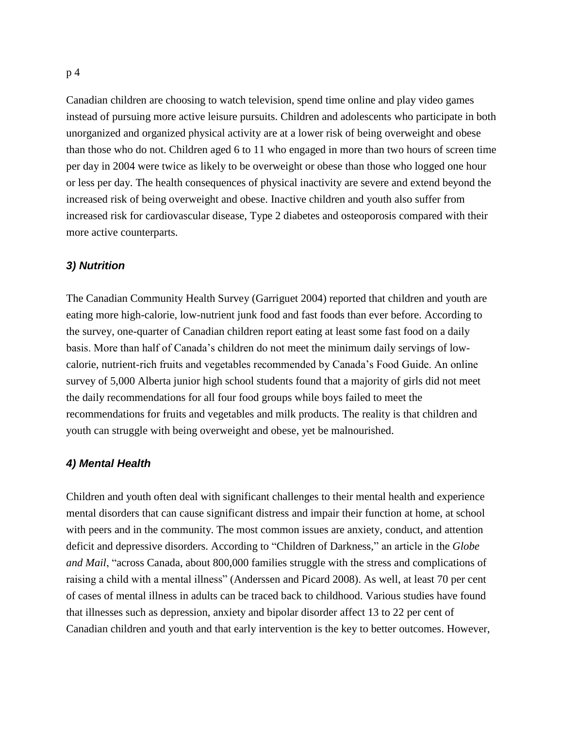Canadian children are choosing to watch television, spend time online and play video games instead of pursuing more active leisure pursuits. Children and adolescents who participate in both unorganized and organized physical activity are at a lower risk of being overweight and obese than those who do not. Children aged 6 to 11 who engaged in more than two hours of screen time per day in 2004 were twice as likely to be overweight or obese than those who logged one hour or less per day. The health consequences of physical inactivity are severe and extend beyond the increased risk of being overweight and obese. Inactive children and youth also suffer from increased risk for cardiovascular disease, Type 2 diabetes and osteoporosis compared with their more active counterparts.

### *3) Nutrition*

The Canadian Community Health Survey (Garriguet 2004) reported that children and youth are eating more high-calorie, low-nutrient junk food and fast foods than ever before. According to the survey, one-quarter of Canadian children report eating at least some fast food on a daily basis. More than half of Canada's children do not meet the minimum daily servings of low-calorie, nutrient-rich fruits and vegetables recommended by Canada's Food Guide. An online survey of 5,000 Alberta junior high school students found that a majority of girls did not meet the daily recommendations for all four food groups while boys failed to meet the recommendations for fruits and vegetables and milk products. The reality is that children and youth can struggle with being overweight and obese, yet be malnourished.

### *4) Mental Health*

Children and youth often deal with significant challenges to their mental health and experience mental disorders that can cause significant distress and impair their function at home, at school with peers and in the community. The most common issues are anxiety, conduct, and attention deficit and depressive disorders. According to "Children of Darkness," an article in the *Globe and Mail*, "across Canada, about 800,000 families struggle with the stress and complications of raising a child with a mental illness" (Anderssen and Picard 2008). As well, at least 70 per cent of cases of mental illness in adults can be traced back to childhood. Various studies have found that illnesses such as depression, anxiety and bipolar disorder affect 13 to 22 per cent of Canadian children and youth and that early intervention is the key to better outcomes. However,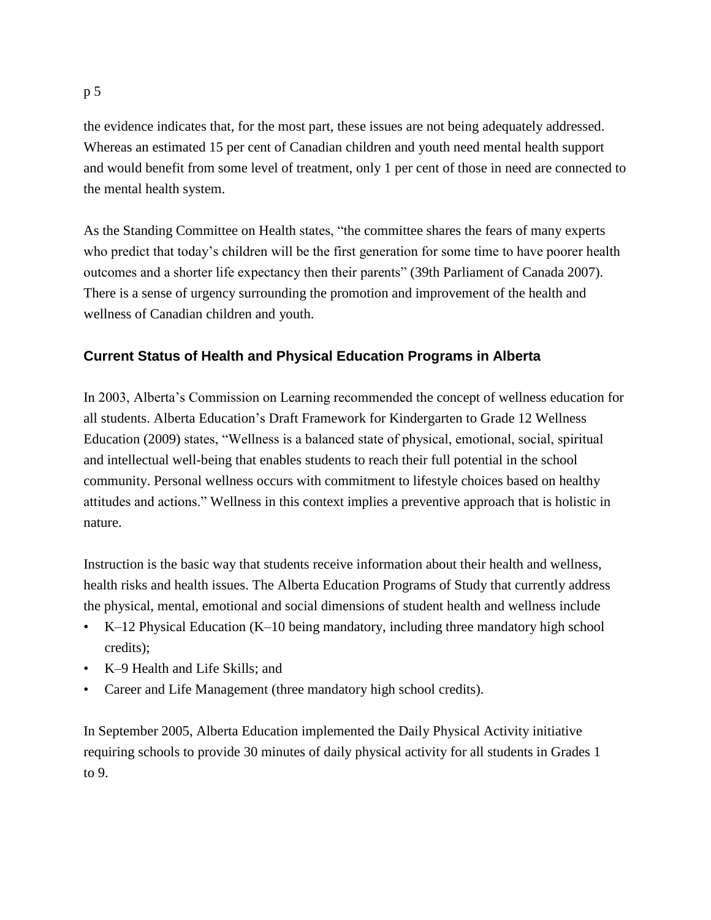the evidence indicates that, for the most part, these issues are not being adequately addressed. Whereas an estimated 15 per cent of Canadian children and youth need mental health support and would benefit from some level of treatment, only 1 per cent of those in need are connected to the mental health system.

As the Standing Committee on Health states, "the committee shares the fears of many experts who predict that today's children will be the first generation for some time to have poorer health outcomes and a shorter life expectancy then their parents" (39th Parliament of Canada 2007). There is a sense of urgency surrounding the promotion and improvement of the health and wellness of Canadian children and youth.

### Current Status of Health and Physical Education Programs in Alberta

In 2003, Alberta's Commission on Learning recommended the concept of wellness education for all students. Alberta Education's Draft Framework for Kindergarten to Grade 12 Wellness Education (2009) states, "Wellness is a balanced state of physical, emotional, social, spiritual and intellectual well-being that enables students to reach their full potential in the school community. Personal wellness occurs with commitment to lifestyle choices based on healthy attitudes and actions." Wellness in this context implies a preventive approach that is holistic in nature.

Instruction is the basic way that students receive information about their health and wellness, health risks and health issues. The Alberta Education Programs of Study that currently address the physical, mental, emotional and social dimensions of student health and wellness include

- K–12 Physical Education (K–10 being mandatory, including three mandatory high school credits);
- K–9 Health and Life Skills; and
- Career and Life Management (three mandatory high school credits).

In September 2005, Alberta Education implemented the Daily Physical Activity initiative requiring schools to provide 30 minutes of daily physical activity for all students in Grades 1 to 9.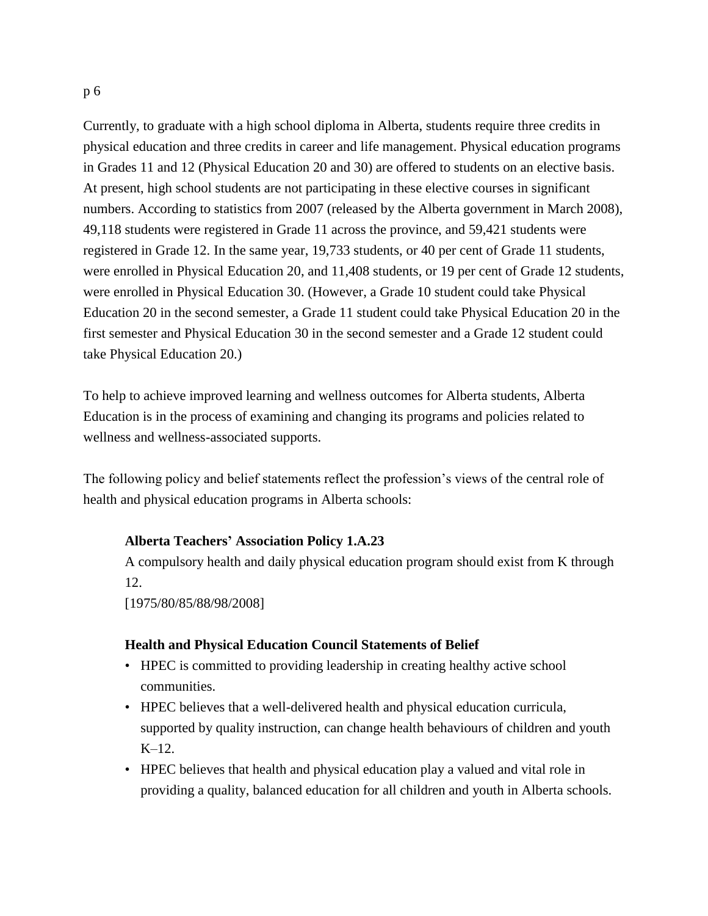Currently, to graduate with a high school diploma in Alberta, students require three credits in physical education and three credits in career and life management. Physical education programs in Grades 11 and 12 (Physical Education 20 and 30) are offered to students on an elective basis. At present, high school students are not participating in these elective courses in significant numbers. According to statistics from 2007 (released by the Alberta government in March 2008), 49,118 students were registered in Grade 11 across the province, and 59,421 students were registered in Grade 12. In the same year, 19,733 students, or 40 per cent of Grade 11 students, were enrolled in Physical Education 20, and 11,408 students, or 19 per cent of Grade 12 students, were enrolled in Physical Education 30. (However, a Grade 10 student could take Physical Education 20 in the second semester, a Grade 11 student could take Physical Education 20 in the first semester and Physical Education 30 in the second semester and a Grade 12 student could take Physical Education 20.)

To help to achieve improved learning and wellness outcomes for Alberta students, Alberta Education is in the process of examining and changing its programs and policies related to wellness and wellness-associated supports.

The following policy and belief statements reflect the profession's views of the central role of health and physical education programs in Alberta schools:

**Alberta Teachers' Association Policy 1.A.23**

A compulsory health and daily physical education program should exist from K through 12.

[1975/80/85/88/98/2008]

**Health and Physical Education Council Statements of Belief**

- HPEC is committed to providing leadership in creating healthy active school communities.
- HPEC believes that a well-delivered health and physical education curricula, supported by quality instruction, can change health behaviours of children and youth K–12.
- HPEC believes that health and physical education play a valued and vital role in providing a quality, balanced education for all children and youth in Alberta schools.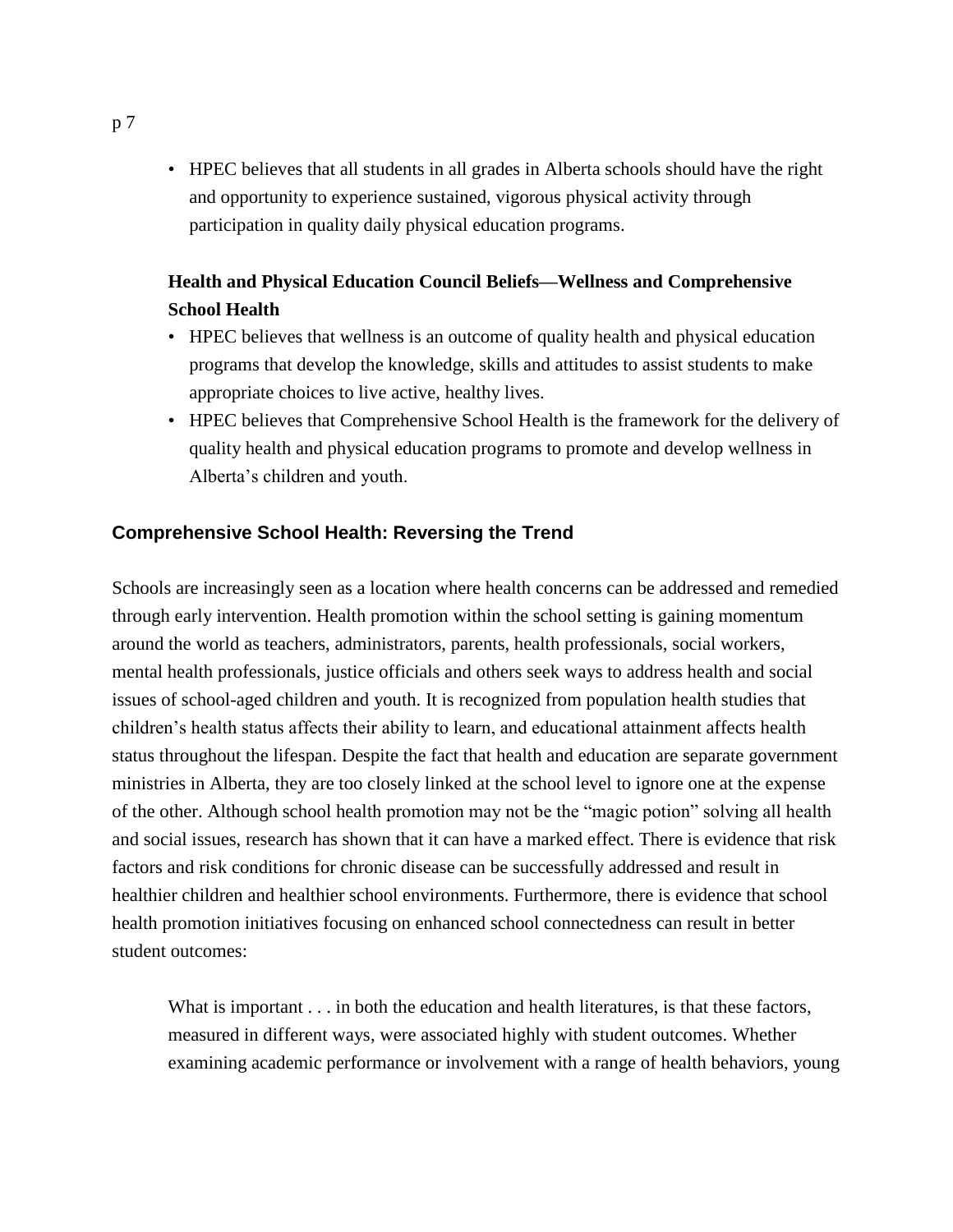- HPEC believes that all students in all grades in Alberta schools should have the right and opportunity to experience sustained, vigorous physical activity through participation in quality daily physical education programs.

**Health and Physical Education Council Beliefs—Wellness and Comprehensive School Health**

- HPEC believes that wellness is an outcome of quality health and physical education programs that develop the knowledge, skills and attitudes to assist students to make appropriate choices to live active, healthy lives.
- HPEC believes that Comprehensive School Health is the framework for the delivery of quality health and physical education programs to promote and develop wellness in Alberta's children and youth.

## Comprehensive School Health: Reversing the Trend

Schools are increasingly seen as a location where health concerns can be addressed and remedied through early intervention. Health promotion within the school setting is gaining momentum around the world as teachers, administrators, parents, health professionals, social workers, mental health professionals, justice officials and others seek ways to address health and social issues of school-aged children and youth. It is recognized from population health studies that children's health status affects their ability to learn, and educational attainment affects health status throughout the lifespan. Despite the fact that health and education are separate government ministries in Alberta, they are too closely linked at the school level to ignore one at the expense of the other. Although school health promotion may not be the "magic potion" solving all health and social issues, research has shown that it can have a marked effect. There is evidence that risk factors and risk conditions for chronic disease can be successfully addressed and result in healthier children and healthier school environments. Furthermore, there is evidence that school health promotion initiatives focusing on enhanced school connectedness can result in better student outcomes:

> What is important . . . in both the education and health literatures, is that these factors, measured in different ways, were associated highly with student outcomes. Whether examining academic performance or involvement with a range of health behaviors, young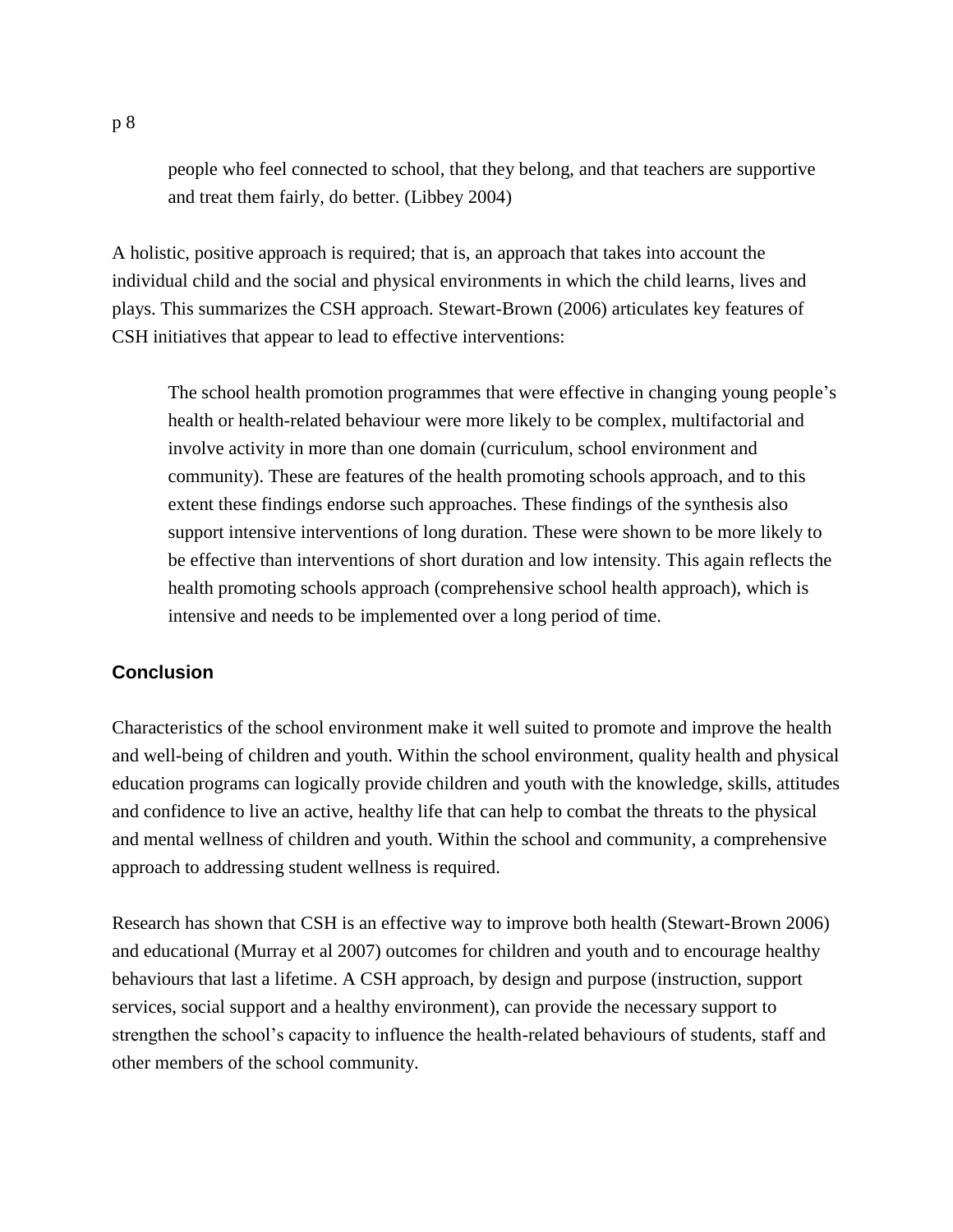> people who feel connected to school, that they belong, and that teachers are supportive and treat them fairly, do better. (Libbey 2004)

A holistic, positive approach is required; that is, an approach that takes into account the individual child and the social and physical environments in which the child learns, lives and plays. This summarizes the CSH approach. Stewart-Brown (2006) articulates key features of CSH initiatives that appear to lead to effective interventions:

> The school health promotion programmes that were effective in changing young people's health or health-related behaviour were more likely to be complex, multifactorial and involve activity in more than one domain (curriculum, school environment and community). These are features of the health promoting schools approach, and to this extent these findings endorse such approaches. These findings of the synthesis also support intensive interventions of long duration. These were shown to be more likely to be effective than interventions of short duration and low intensity. This again reflects the health promoting schools approach (comprehensive school health approach), which is intensive and needs to be implemented over a long period of time.

## Conclusion

Characteristics of the school environment make it well suited to promote and improve the health and well-being of children and youth. Within the school environment, quality health and physical education programs can logically provide children and youth with the knowledge, skills, attitudes and confidence to live an active, healthy life that can help to combat the threats to the physical and mental wellness of children and youth. Within the school and community, a comprehensive approach to addressing student wellness is required.

Research has shown that CSH is an effective way to improve both health (Stewart-Brown 2006) and educational (Murray et al 2007) outcomes for children and youth and to encourage healthy behaviours that last a lifetime. A CSH approach, by design and purpose (instruction, support services, social support and a healthy environment), can provide the necessary support to strengthen the school's capacity to influence the health-related behaviours of students, staff and other members of the school community.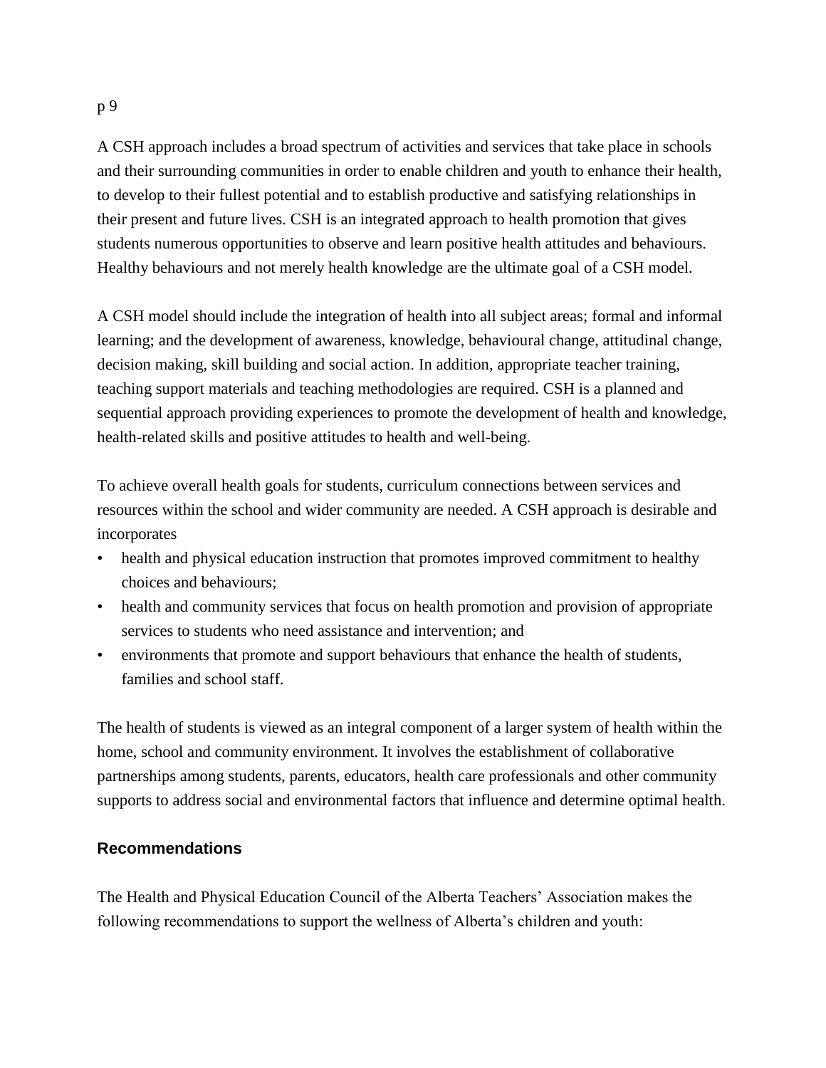A CSH approach includes a broad spectrum of activities and services that take place in schools and their surrounding communities in order to enable children and youth to enhance their health, to develop to their fullest potential and to establish productive and satisfying relationships in their present and future lives. CSH is an integrated approach to health promotion that gives students numerous opportunities to observe and learn positive health attitudes and behaviours. Healthy behaviours and not merely health knowledge are the ultimate goal of a CSH model.

A CSH model should include the integration of health into all subject areas; formal and informal learning; and the development of awareness, knowledge, behavioural change, attitudinal change, decision making, skill building and social action. In addition, appropriate teacher training, teaching support materials and teaching methodologies are required. CSH is a planned and sequential approach providing experiences to promote the development of health and knowledge, health-related skills and positive attitudes to health and well-being.

To achieve overall health goals for students, curriculum connections between services and resources within the school and wider community are needed. A CSH approach is desirable and incorporates

- health and physical education instruction that promotes improved commitment to healthy choices and behaviours;
- health and community services that focus on health promotion and provision of appropriate services to students who need assistance and intervention; and
- environments that promote and support behaviours that enhance the health of students, families and school staff.

The health of students is viewed as an integral component of a larger system of health within the home, school and community environment. It involves the establishment of collaborative partnerships among students, parents, educators, health care professionals and other community supports to address social and environmental factors that influence and determine optimal health.

### Recommendations

The Health and Physical Education Council of the Alberta Teachers' Association makes the following recommendations to support the wellness of Alberta's children and youth: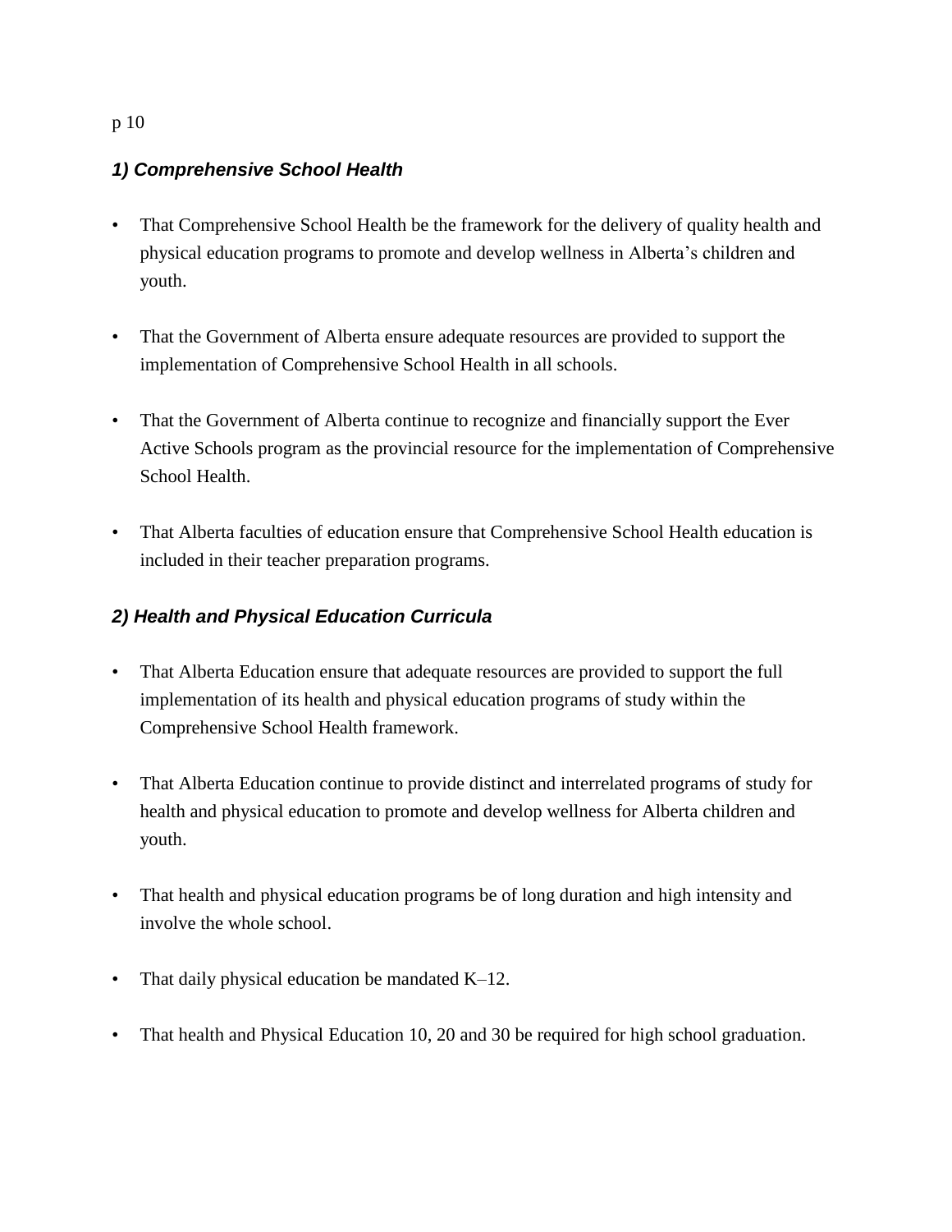### *1) Comprehensive School Health*

- That Comprehensive School Health be the framework for the delivery of quality health and physical education programs to promote and develop wellness in Alberta's children and youth.
- That the Government of Alberta ensure adequate resources are provided to support the implementation of Comprehensive School Health in all schools.
- That the Government of Alberta continue to recognize and financially support the Ever Active Schools program as the provincial resource for the implementation of Comprehensive School Health.
- That Alberta faculties of education ensure that Comprehensive School Health education is included in their teacher preparation programs.

### *2) Health and Physical Education Curricula*

- That Alberta Education ensure that adequate resources are provided to support the full implementation of its health and physical education programs of study within the Comprehensive School Health framework.
- That Alberta Education continue to provide distinct and interrelated programs of study for health and physical education to promote and develop wellness for Alberta children and youth.
- That health and physical education programs be of long duration and high intensity and involve the whole school.
- That daily physical education be mandated K–12.
- That health and Physical Education 10, 20 and 30 be required for high school graduation.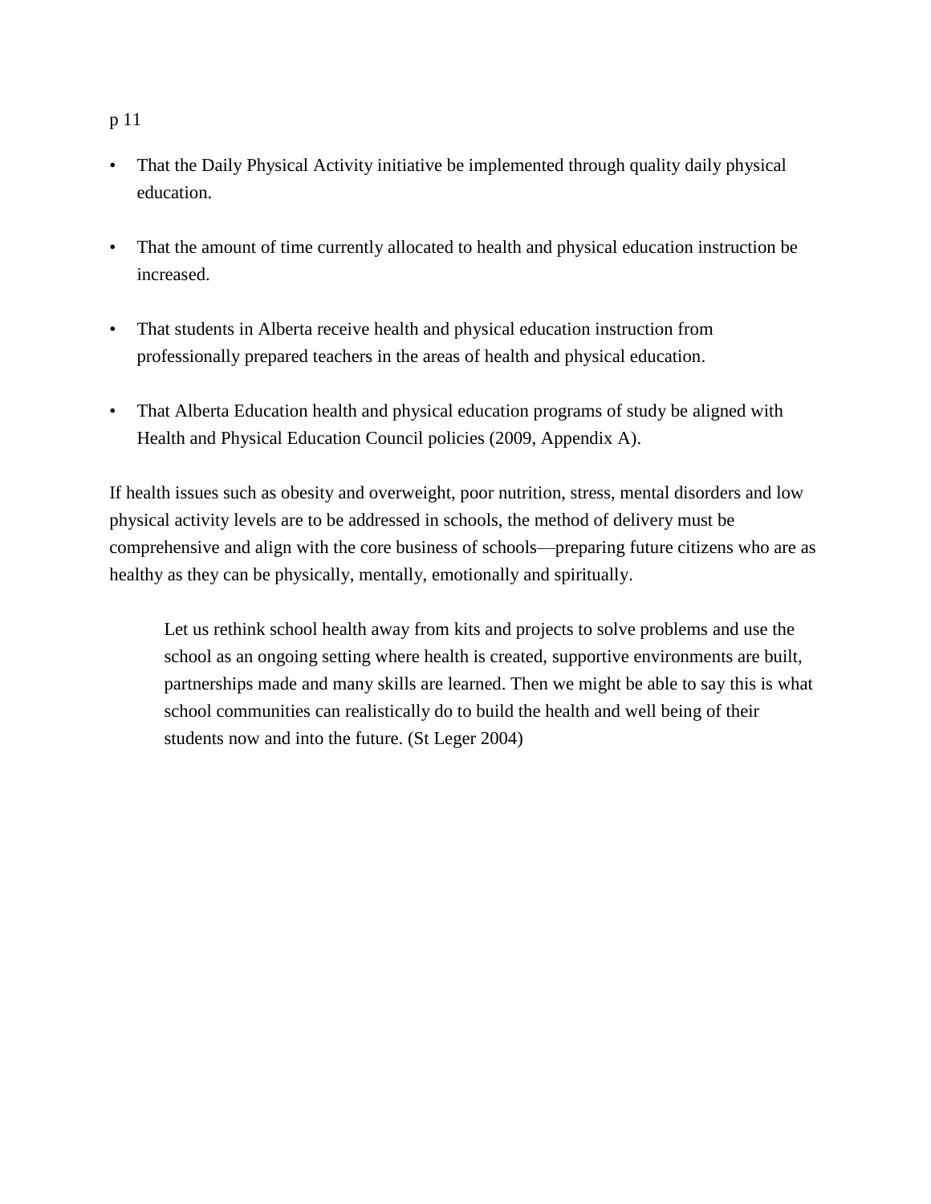p 11

- That the Daily Physical Activity initiative be implemented through quality daily physical education.

- That the amount of time currently allocated to health and physical education instruction be increased.

- That students in Alberta receive health and physical education instruction from professionally prepared teachers in the areas of health and physical education.

- That Alberta Education health and physical education programs of study be aligned with Health and Physical Education Council policies (2009, Appendix A).

If health issues such as obesity and overweight, poor nutrition, stress, mental disorders and low physical activity levels are to be addressed in schools, the method of delivery must be comprehensive and align with the core business of schools—preparing future citizens who are as healthy as they can be physically, mentally, emotionally and spiritually.

> Let us rethink school health away from kits and projects to solve problems and use the school as an ongoing setting where health is created, supportive environments are built, partnerships made and many skills are learned. Then we might be able to say this is what school communities can realistically do to build the health and well being of their students now and into the future. (St Leger 2004)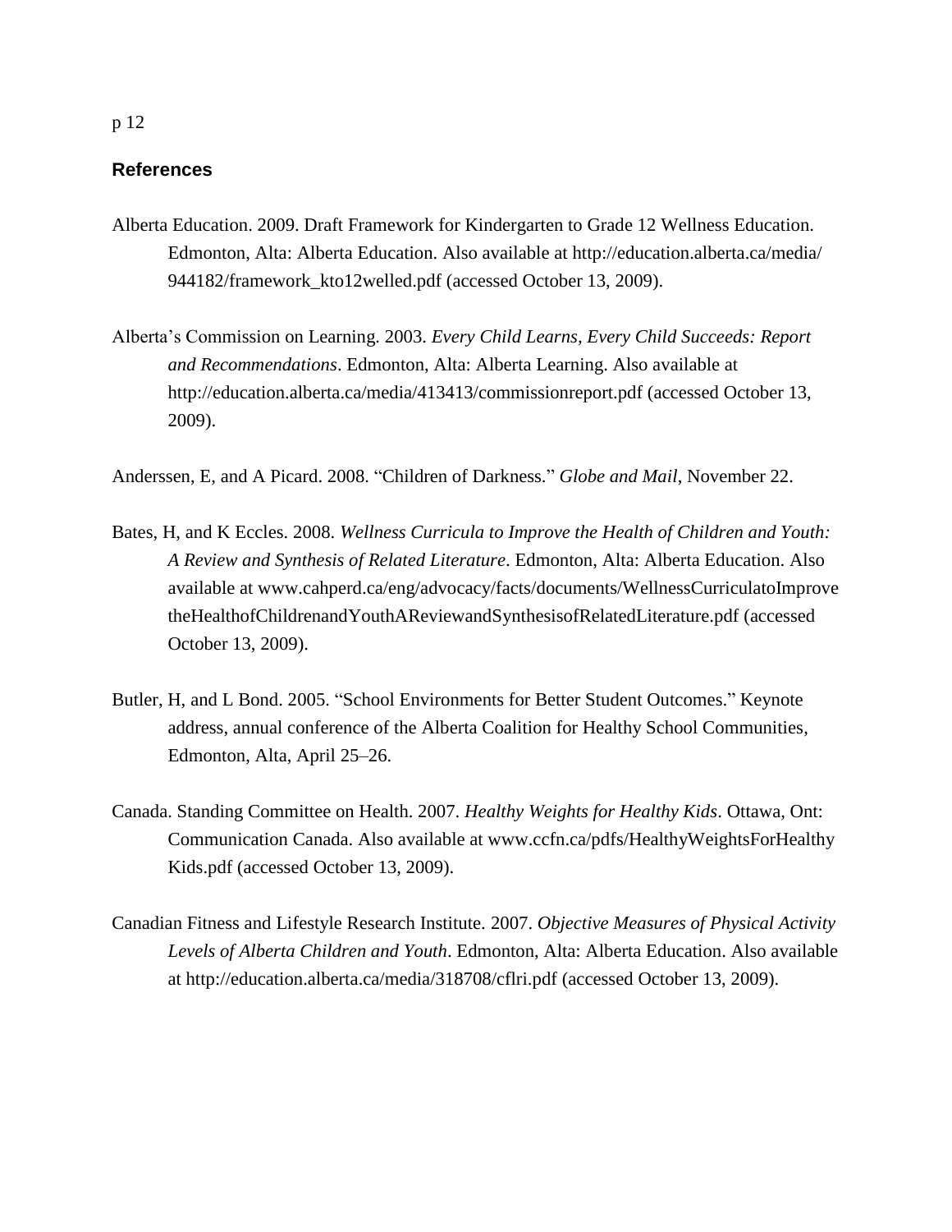p 12

## References

Alberta Education. 2009. Draft Framework for Kindergarten to Grade 12 Wellness Education. Edmonton, Alta: Alberta Education. Also available at http://education.alberta.ca/media/944182/framework_kto12welled.pdf (accessed October 13, 2009).

Alberta's Commission on Learning. 2003. *Every Child Learns, Every Child Succeeds: Report and Recommendations*. Edmonton, Alta: Alberta Learning. Also available at http://education.alberta.ca/media/413413/commissionreport.pdf (accessed October 13, 2009).

Anderssen, E, and A Picard. 2008. "Children of Darkness." *Globe and Mail*, November 22.

Bates, H, and K Eccles. 2008. *Wellness Curricula to Improve the Health of Children and Youth: A Review and Synthesis of Related Literature*. Edmonton, Alta: Alberta Education. Also available at www.cahperd.ca/eng/advocacy/facts/documents/WellnessCurriculatoImprovetheHealthofChildrenandYouthAReviewandSynthesisofRelatedLiterature.pdf (accessed October 13, 2009).

Butler, H, and L Bond. 2005. "School Environments for Better Student Outcomes." Keynote address, annual conference of the Alberta Coalition for Healthy School Communities, Edmonton, Alta, April 25–26.

Canada. Standing Committee on Health. 2007. *Healthy Weights for Healthy Kids*. Ottawa, Ont: Communication Canada. Also available at www.ccfn.ca/pdfs/HealthyWeightsForHealthyKids.pdf (accessed October 13, 2009).

Canadian Fitness and Lifestyle Research Institute. 2007. *Objective Measures of Physical Activity Levels of Alberta Children and Youth*. Edmonton, Alta: Alberta Education. Also available at http://education.alberta.ca/media/318708/cflri.pdf (accessed October 13, 2009).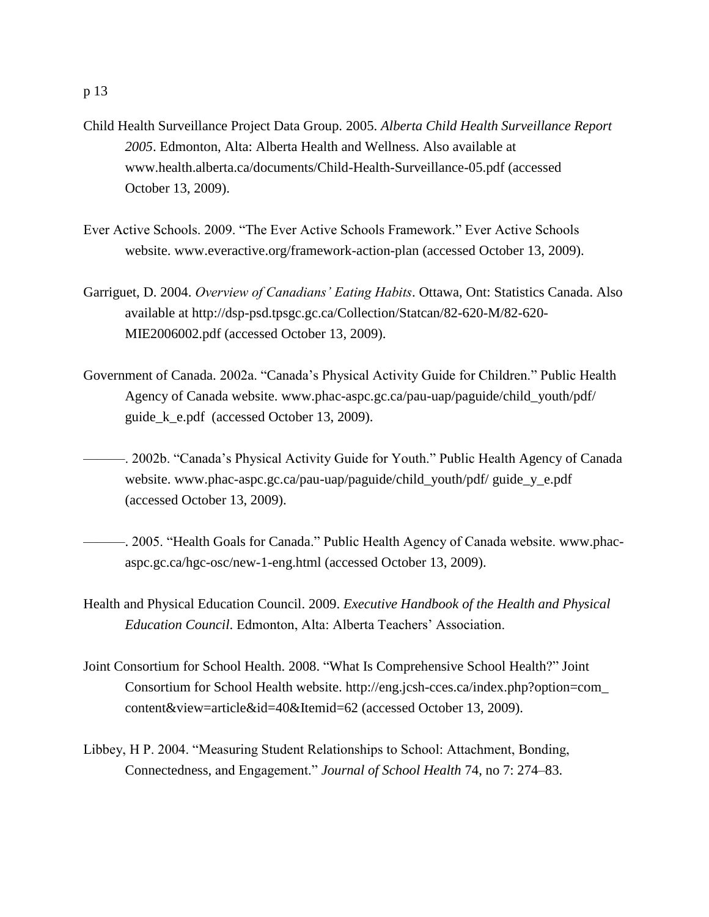p 13

Child Health Surveillance Project Data Group. 2005. *Alberta Child Health Surveillance Report 2005*. Edmonton, Alta: Alberta Health and Wellness. Also available at www.health.alberta.ca/documents/Child-Health-Surveillance-05.pdf (accessed October 13, 2009).

Ever Active Schools. 2009. "The Ever Active Schools Framework." Ever Active Schools website. www.everactive.org/framework-action-plan (accessed October 13, 2009).

Garriguet, D. 2004. *Overview of Canadians' Eating Habits*. Ottawa, Ont: Statistics Canada. Also available at http://dsp-psd.tpsgc.gc.ca/Collection/Statcan/82-620-M/82-620-MIE2006002.pdf (accessed October 13, 2009).

Government of Canada. 2002a. "Canada's Physical Activity Guide for Children." Public Health Agency of Canada website. www.phac-aspc.gc.ca/pau-uap/paguide/child_youth/pdf/guide_k_e.pdf (accessed October 13, 2009).

———. 2002b. "Canada's Physical Activity Guide for Youth." Public Health Agency of Canada website. www.phac-aspc.gc.ca/pau-uap/paguide/child_youth/pdf/ guide_y_e.pdf (accessed October 13, 2009).

———. 2005. "Health Goals for Canada." Public Health Agency of Canada website. www.phac-aspc.gc.ca/hgc-osc/new-1-eng.html (accessed October 13, 2009).

Health and Physical Education Council. 2009. *Executive Handbook of the Health and Physical Education Council*. Edmonton, Alta: Alberta Teachers' Association.

Joint Consortium for School Health. 2008. "What Is Comprehensive School Health?" Joint Consortium for School Health website. http://eng.jcsh-cces.ca/index.php?option=com_content&view=article&id=40&Itemid=62 (accessed October 13, 2009).

Libbey, H P. 2004. "Measuring Student Relationships to School: Attachment, Bonding, Connectedness, and Engagement." *Journal of School Health* 74, no 7: 274–83.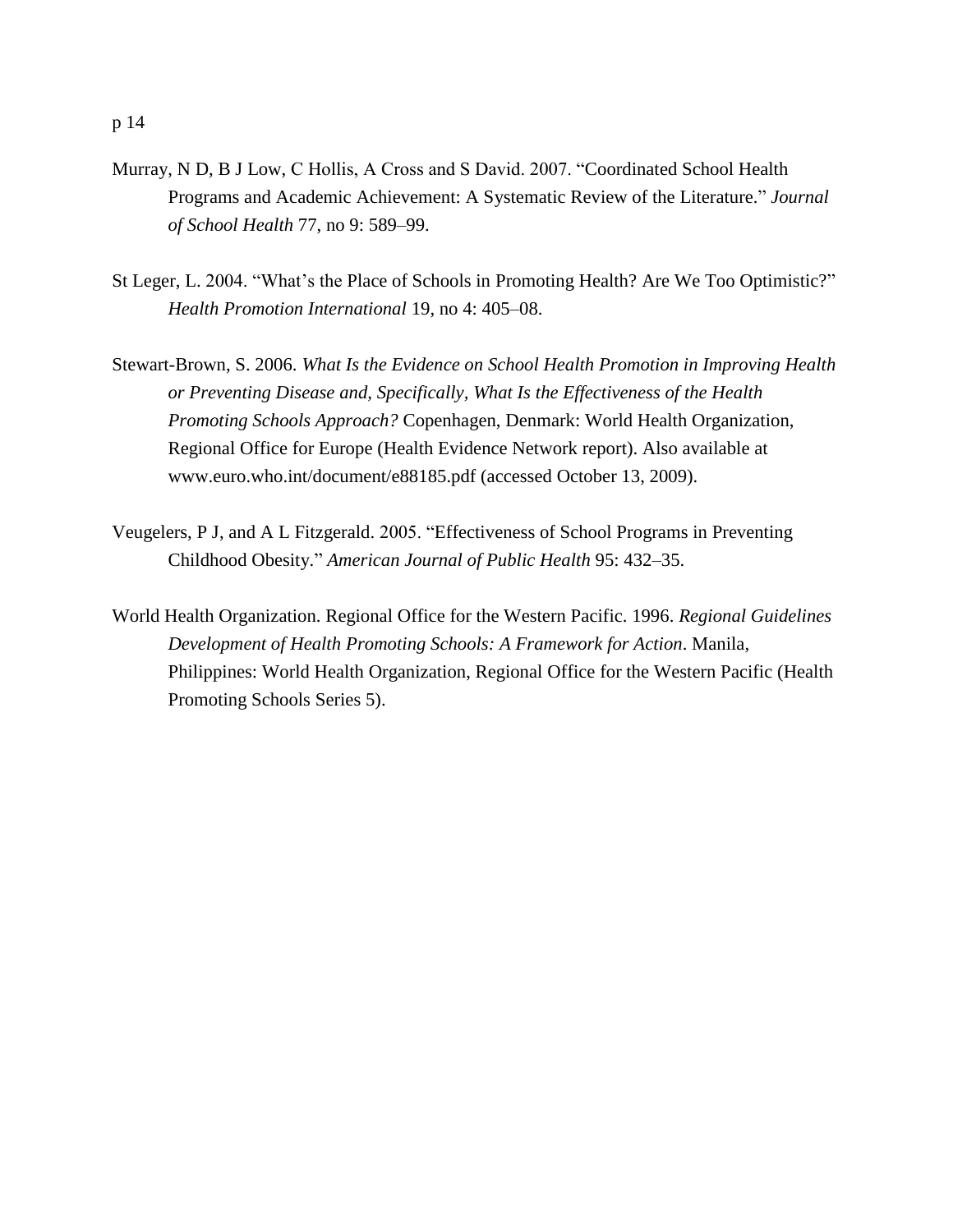p 14

Murray, N D, B J Low, C Hollis, A Cross and S David. 2007. "Coordinated School Health Programs and Academic Achievement: A Systematic Review of the Literature." *Journal of School Health* 77, no 9: 589–99.

St Leger, L. 2004. "What's the Place of Schools in Promoting Health? Are We Too Optimistic?" *Health Promotion International* 19, no 4: 405–08.

Stewart-Brown, S. 2006. *What Is the Evidence on School Health Promotion in Improving Health or Preventing Disease and, Specifically, What Is the Effectiveness of the Health Promoting Schools Approach?* Copenhagen, Denmark: World Health Organization, Regional Office for Europe (Health Evidence Network report). Also available at www.euro.who.int/document/e88185.pdf (accessed October 13, 2009).

Veugelers, P J, and A L Fitzgerald. 2005. "Effectiveness of School Programs in Preventing Childhood Obesity." *American Journal of Public Health* 95: 432–35.

World Health Organization. Regional Office for the Western Pacific. 1996. *Regional Guidelines Development of Health Promoting Schools: A Framework for Action*. Manila, Philippines: World Health Organization, Regional Office for the Western Pacific (Health Promoting Schools Series 5).